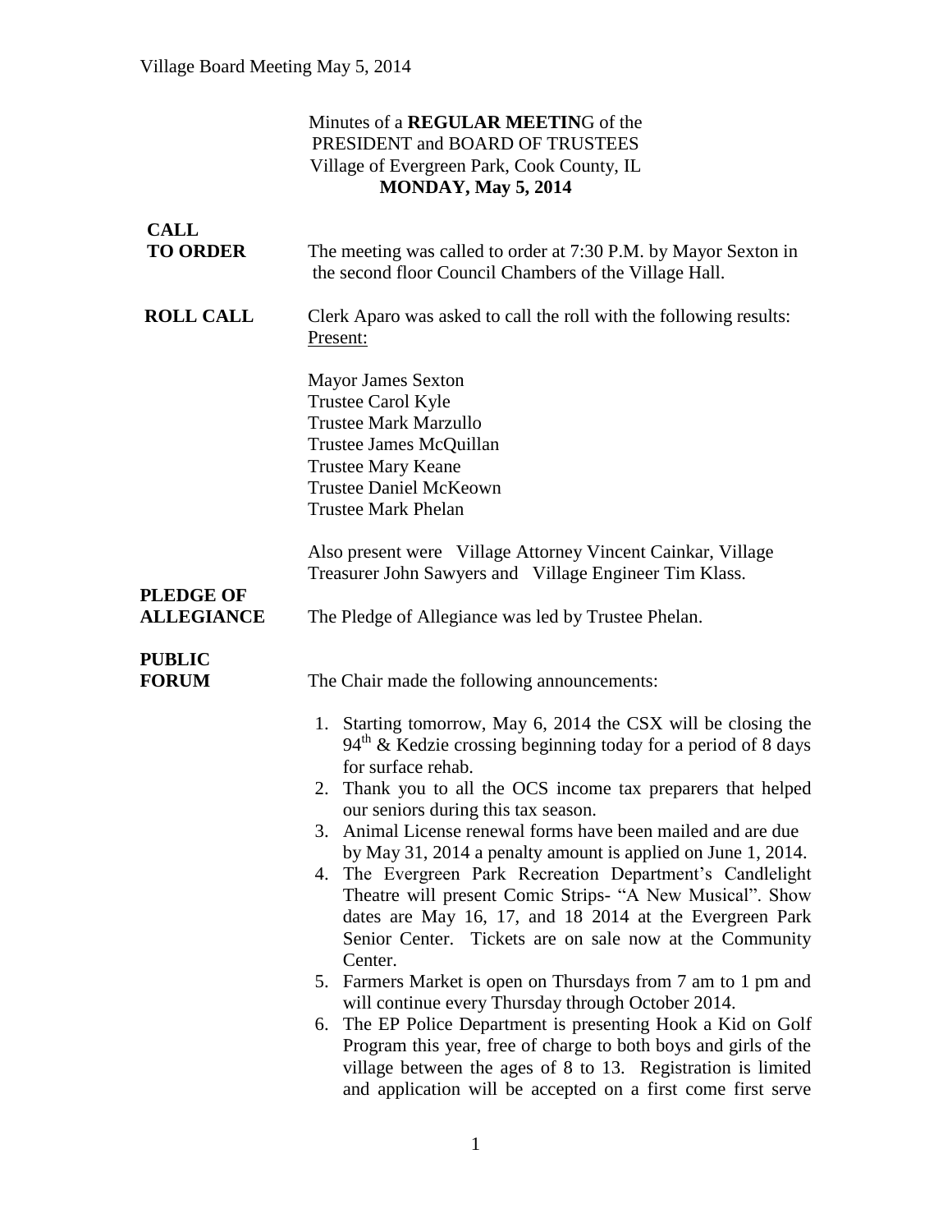Minutes of a **REGULAR MEETIN**G of the
PRESIDENT and BOARD OF TRUSTEES
Village of Evergreen Park, Cook County, IL
**MONDAY, May 5, 2014**

**CALL TO ORDER**

The meeting was called to order at 7:30 P.M. by Mayor Sexton in the second floor Council Chambers of the Village Hall.

**ROLL CALL**

Clerk Aparo was asked to call the roll with the following results:
Present:

Mayor James Sexton
Trustee Carol Kyle
Trustee Mark Marzullo
Trustee James McQuillan
Trustee Mary Keane
Trustee Daniel McKeown
Trustee Mark Phelan

Also present were Village Attorney Vincent Cainkar, Village Treasurer John Sawyers and Village Engineer Tim Klass.

**PLEDGE OF ALLEGIANCE**

The Pledge of Allegiance was led by Trustee Phelan.

**PUBLIC FORUM**

The Chair made the following announcements:

1. Starting tomorrow, May 6, 2014 the CSX will be closing the 94th & Kedzie crossing beginning today for a period of 8 days for surface rehab.
2. Thank you to all the OCS income tax preparers that helped our seniors during this tax season.
3. Animal License renewal forms have been mailed and are due by May 31, 2014 a penalty amount is applied on June 1, 2014.
4. The Evergreen Park Recreation Department's Candlelight Theatre will present Comic Strips- "A New Musical". Show dates are May 16, 17, and 18 2014 at the Evergreen Park Senior Center. Tickets are on sale now at the Community Center.
5. Farmers Market is open on Thursdays from 7 am to 1 pm and will continue every Thursday through October 2014.
6. The EP Police Department is presenting Hook a Kid on Golf Program this year, free of charge to both boys and girls of the village between the ages of 8 to 13. Registration is limited and application will be accepted on a first come first serve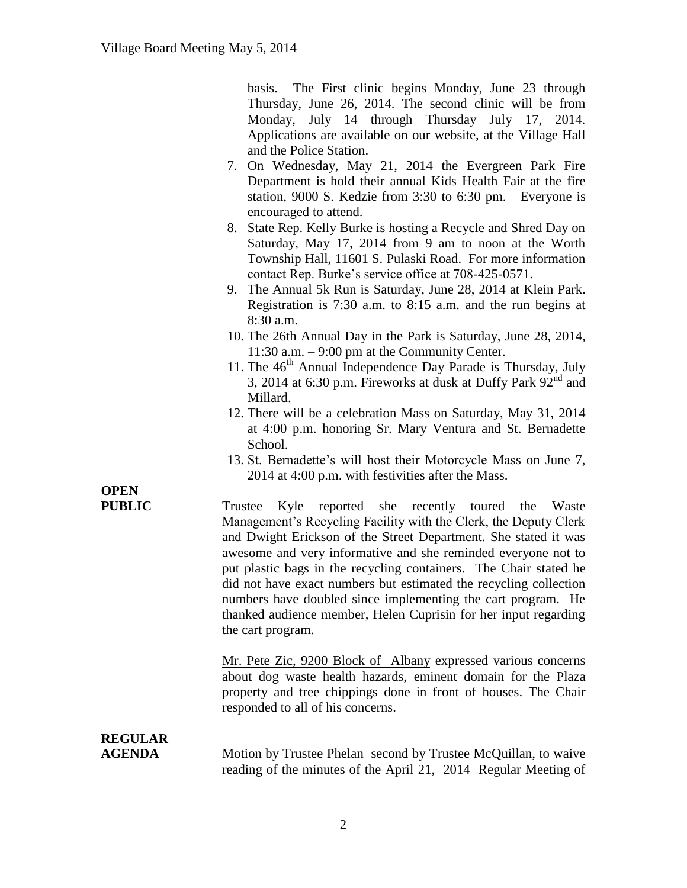basis. The First clinic begins Monday, June 23 through Thursday, June 26, 2014. The second clinic will be from Monday, July 14 through Thursday July 17, 2014. Applications are available on our website, at the Village Hall and the Police Station.

7. On Wednesday, May 21, 2014 the Evergreen Park Fire Department is hold their annual Kids Health Fair at the fire station, 9000 S. Kedzie from 3:30 to 6:30 pm. Everyone is encouraged to attend.
8. State Rep. Kelly Burke is hosting a Recycle and Shred Day on Saturday, May 17, 2014 from 9 am to noon at the Worth Township Hall, 11601 S. Pulaski Road. For more information contact Rep. Burke's service office at 708-425-0571.
9. The Annual 5k Run is Saturday, June 28, 2014 at Klein Park. Registration is 7:30 a.m. to 8:15 a.m. and the run begins at 8:30 a.m.
10. The 26th Annual Day in the Park is Saturday, June 28, 2014, 11:30 a.m. – 9:00 pm at the Community Center.
11. The 46th Annual Independence Day Parade is Thursday, July 3, 2014 at 6:30 p.m. Fireworks at dusk at Duffy Park 92nd and Millard.
12. There will be a celebration Mass on Saturday, May 31, 2014 at 4:00 p.m. honoring Sr. Mary Ventura and St. Bernadette School.
13. St. Bernadette's will host their Motorcycle Mass on June 7, 2014 at 4:00 p.m. with festivities after the Mass.

**OPEN PUBLIC**

Trustee Kyle reported she recently toured the Waste Management's Recycling Facility with the Clerk, the Deputy Clerk and Dwight Erickson of the Street Department. She stated it was awesome and very informative and she reminded everyone not to put plastic bags in the recycling containers. The Chair stated he did not have exact numbers but estimated the recycling collection numbers have doubled since implementing the cart program. He thanked audience member, Helen Cuprisin for her input regarding the cart program.

Mr. Pete Zic, 9200 Block of Albany expressed various concerns about dog waste health hazards, eminent domain for the Plaza property and tree chippings done in front of houses. The Chair responded to all of his concerns.

**REGULAR AGENDA**

Motion by Trustee Phelan second by Trustee McQuillan, to waive reading of the minutes of the April 21, 2014 Regular Meeting of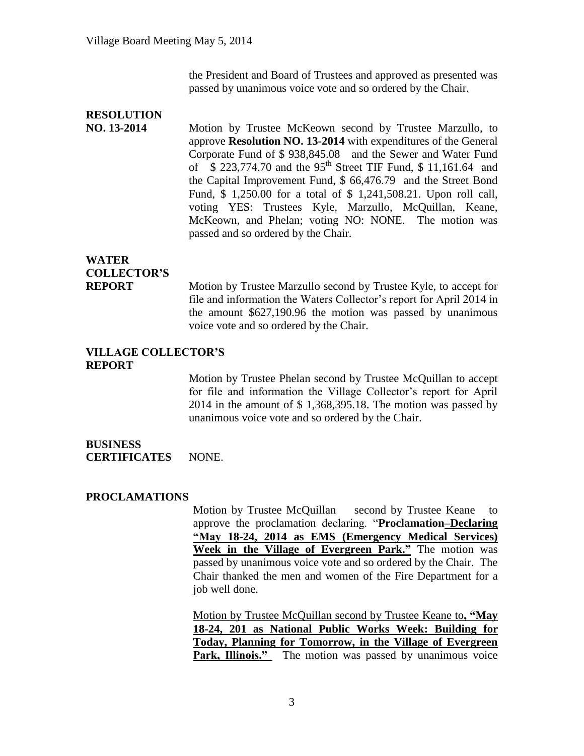the President and Board of Trustees and approved as presented was passed by unanimous voice vote and so ordered by the Chair.

**RESOLUTION NO. 13-2014**

Motion by Trustee McKeown second by Trustee Marzullo, to approve **Resolution NO. 13-2014** with expenditures of the General Corporate Fund of \$ 938,845.08 and the Sewer and Water Fund of \$ 223,774.70 and the 95th Street TIF Fund, \$ 11,161.64 and the Capital Improvement Fund, \$ 66,476.79 and the Street Bond Fund, \$ 1,250.00 for a total of \$ 1,241,508.21. Upon roll call, voting YES: Trustees Kyle, Marzullo, McQuillan, Keane, McKeown, and Phelan; voting NO: NONE. The motion was passed and so ordered by the Chair.

**WATER COLLECTOR'S REPORT**

Motion by Trustee Marzullo second by Trustee Kyle, to accept for file and information the Waters Collector's report for April 2014 in the amount \$627,190.96 the motion was passed by unanimous voice vote and so ordered by the Chair.

**VILLAGE COLLECTOR'S REPORT**

Motion by Trustee Phelan second by Trustee McQuillan to accept for file and information the Village Collector's report for April 2014 in the amount of \$ 1,368,395.18. The motion was passed by unanimous voice vote and so ordered by the Chair.

**BUSINESS CERTIFICATES** NONE.

**PROCLAMATIONS**

Motion by Trustee McQuillan second by Trustee Keane to approve the proclamation declaring. "**Proclamation–Declaring "May 18-24, 2014 as EMS (Emergency Medical Services) Week in the Village of Evergreen Park."** The motion was passed by unanimous voice vote and so ordered by the Chair. The Chair thanked the men and women of the Fire Department for a job well done.

Motion by Trustee McQuillan second by Trustee Keane to**, "May 18-24, 201 as National Public Works Week: Building for Today, Planning for Tomorrow, in the Village of Evergreen Park, Illinois."** The motion was passed by unanimous voice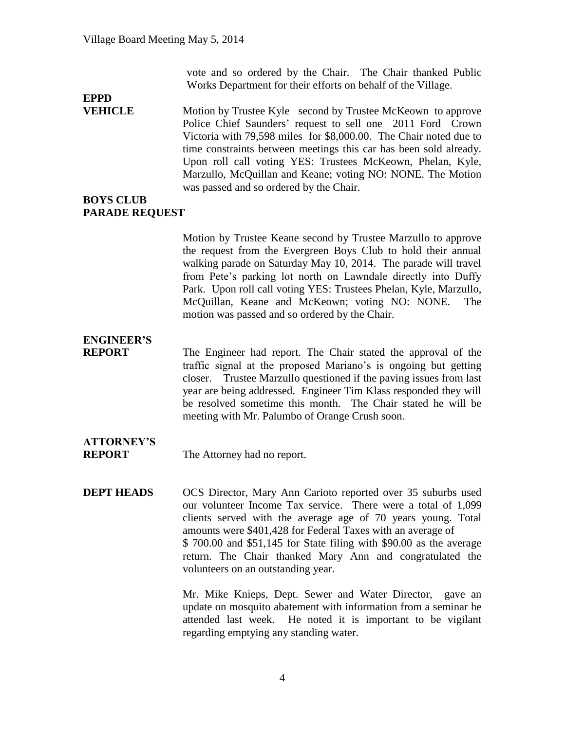vote and so ordered by the Chair. The Chair thanked Public Works Department for their efforts on behalf of the Village.

**EPPD VEHICLE**

Motion by Trustee Kyle second by Trustee McKeown to approve Police Chief Saunders' request to sell one 2011 Ford Crown Victoria with 79,598 miles for $8,000.00. The Chair noted due to time constraints between meetings this car has been sold already. Upon roll call voting YES: Trustees McKeown, Phelan, Kyle, Marzullo, McQuillan and Keane; voting NO: NONE. The Motion was passed and so ordered by the Chair.

**BOYS CLUB PARADE REQUEST**

Motion by Trustee Keane second by Trustee Marzullo to approve the request from the Evergreen Boys Club to hold their annual walking parade on Saturday May 10, 2014. The parade will travel from Pete's parking lot north on Lawndale directly into Duffy Park. Upon roll call voting YES: Trustees Phelan, Kyle, Marzullo, McQuillan, Keane and McKeown; voting NO: NONE. The motion was passed and so ordered by the Chair.

**ENGINEER'S REPORT**

The Engineer had report. The Chair stated the approval of the traffic signal at the proposed Mariano's is ongoing but getting closer. Trustee Marzullo questioned if the paving issues from last year are being addressed. Engineer Tim Klass responded they will be resolved sometime this month. The Chair stated he will be meeting with Mr. Palumbo of Orange Crush soon.

**ATTORNEY'S REPORT**

The Attorney had no report.

**DEPT HEADS**

OCS Director, Mary Ann Carioto reported over 35 suburbs used our volunteer Income Tax service. There were a total of 1,099 clients served with the average age of 70 years young. Total amounts were $401,428 for Federal Taxes with an average of $ 700.00 and $51,145 for State filing with $90.00 as the average return. The Chair thanked Mary Ann and congratulated the volunteers on an outstanding year.

Mr. Mike Knieps, Dept. Sewer and Water Director, gave an update on mosquito abatement with information from a seminar he attended last week. He noted it is important to be vigilant regarding emptying any standing water.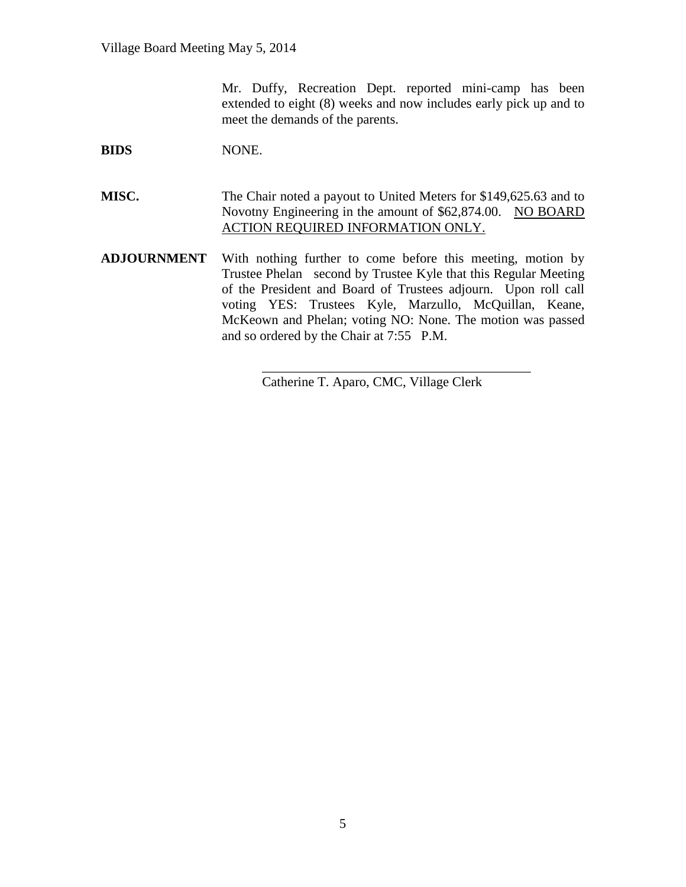Mr. Duffy, Recreation Dept. reported mini-camp has been extended to eight (8) weeks and now includes early pick up and to meet the demands of the parents.

**BIDS** NONE.

**MISC.** The Chair noted a payout to United Meters for $149,625.63 and to Novotny Engineering in the amount of $62,874.00. NO BOARD ACTION REQUIRED INFORMATION ONLY.

**ADJOURNMENT** With nothing further to come before this meeting, motion by Trustee Phelan second by Trustee Kyle that this Regular Meeting of the President and Board of Trustees adjourn. Upon roll call voting YES: Trustees Kyle, Marzullo, McQuillan, Keane, McKeown and Phelan; voting NO: None. The motion was passed and so ordered by the Chair at 7:55 P.M.

\_\_\_\_\_\_\_\_\_\_\_\_\_\_\_\_\_\_\_\_\_\_\_\_\_\_\_\_\_\_\_\_\_\_\_\_\_\_\_\_

Catherine T. Aparo, CMC, Village Clerk